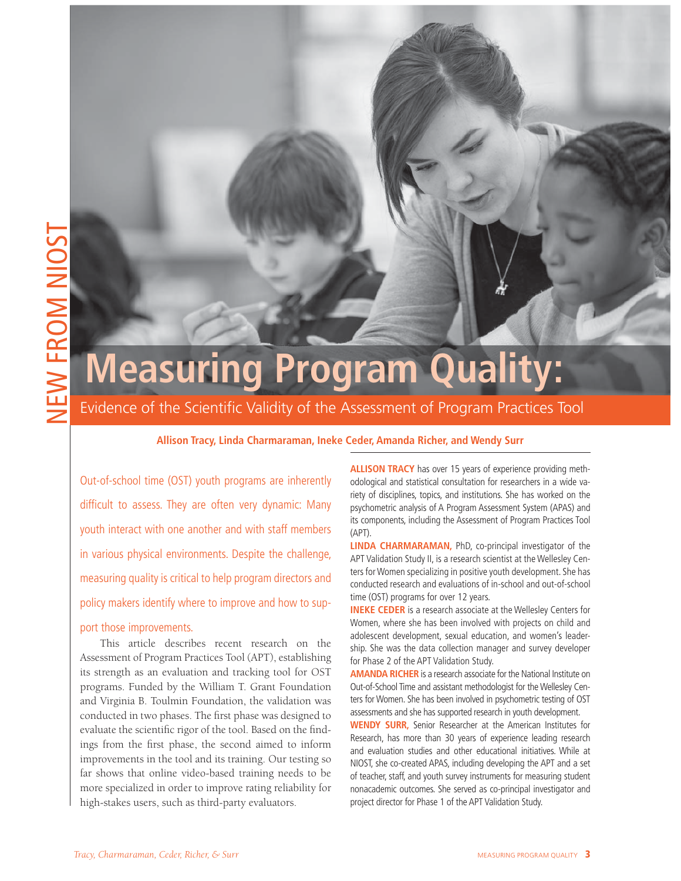NEW FROM NIOST

# Measuring Program Quality:

## Evidence of the Scientific Validity of the Assessment of Program Practices Tool

**Allison Tracy, Linda Charmaraman, Ineke Ceder, Amanda Richer, and Wendy Surr**

Out-of-school time (OST) youth programs are inherently difficult to assess. They are often very dynamic: Many youth interact with one another and with staff members in various physical environments. Despite the challenge, measuring quality is critical to help program directors and policy makers identify where to improve and how to support those improvements.

This article describes recent research on the Assessment of Program Practices Tool (APT), establishing its strength as an evaluation and tracking tool for OST programs. Funded by the William T. Grant Foundation and Virginia B. Toulmin Foundation, the validation was conducted in two phases. The first phase was designed to evaluate the scientific rigor of the tool. Based on the findings from the first phase, the second aimed to inform improvements in the tool and its training. Our testing so far shows that online video-based training needs to be more specialized in order to improve rating reliability for high-stakes users, such as third-party evaluators.

**ALLISON TRACY** has over 15 years of experience providing methodological and statistical consultation for researchers in a wide variety of disciplines, topics, and institutions. She has worked on the psychometric analysis of A Program Assessment System (APAS) and its components, including the Assessment of Program Practices Tool (APT).

**LINDA CHARMARAMAN,** PhD, co-principal investigator of the APT Validation Study II, is a research scientist at the Wellesley Centers for Women specializing in positive youth development. She has conducted research and evaluations of in-school and out-of-school time (OST) programs for over 12 years.

**INEKE CEDER** is a research associate at the Wellesley Centers for Women, where she has been involved with projects on child and adolescent development, sexual education, and women's leadership. She was the data collection manager and survey developer for Phase 2 of the APT Validation Study.

**AMANDA RICHER** is a research associate for the National Institute on Out-of-School Time and assistant methodologist for the Wellesley Centers for Women. She has been involved in psychometric testing of OST assessments and she has supported research in youth development.

**WENDY SURR,** Senior Researcher at the American Institutes for Research, has more than 30 years of experience leading research and evaluation studies and other educational initiatives. While at NIOST, she co-created APAS, including developing the APT and a set of teacher, staff, and youth survey instruments for measuring student nonacademic outcomes. She served as co-principal investigator and project director for Phase 1 of the APT Validation Study.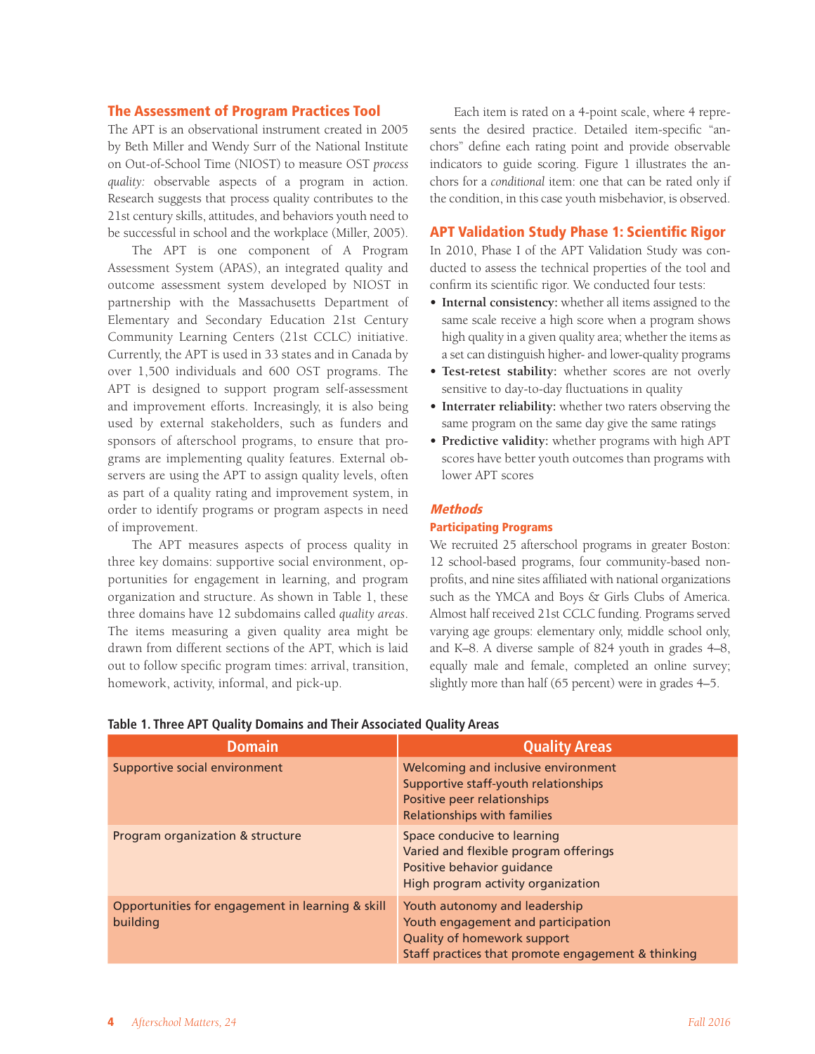## The Assessment of Program Practices Tool

The APT is an observational instrument created in 2005 by Beth Miller and Wendy Surr of the National Institute on Out-of-School Time (NIOST) to measure OST *process quality:* observable aspects of a program in action. Research suggests that process quality contributes to the 21st century skills, attitudes, and behaviors youth need to be successful in school and the workplace (Miller, 2005).

The APT is one component of A Program Assessment System (APAS), an integrated quality and outcome assessment system developed by NIOST in partnership with the Massachusetts Department of Elementary and Secondary Education 21st Century Community Learning Centers (21st CCLC) initiative. Currently, the APT is used in 33 states and in Canada by over 1,500 individuals and 600 OST programs. The APT is designed to support program self-assessment and improvement efforts. Increasingly, it is also being used by external stakeholders, such as funders and sponsors of afterschool programs, to ensure that programs are implementing quality features. External observers are using the APT to assign quality levels, often as part of a quality rating and improvement system, in order to identify programs or program aspects in need of improvement.

The APT measures aspects of process quality in three key domains: supportive social environment, opportunities for engagement in learning, and program organization and structure. As shown in Table 1, these three domains have 12 subdomains called *quality areas*. The items measuring a given quality area might be drawn from different sections of the APT, which is laid out to follow specific program times: arrival, transition, homework, activity, informal, and pick-up.

Each item is rated on a 4-point scale, where 4 represents the desired practice. Detailed item-specific "anchors" define each rating point and provide observable indicators to guide scoring. Figure 1 illustrates the anchors for a *conditional* item: one that can be rated only if the condition, in this case youth misbehavior, is observed.

## APT Validation Study Phase 1: Scientific Rigor

In 2010, Phase I of the APT Validation Study was conducted to assess the technical properties of the tool and confirm its scientific rigor. We conducted four tests:

- **Internal consistency:** whether all items assigned to the same scale receive a high score when a program shows high quality in a given quality area; whether the items as a set can distinguish higher- and lower-quality programs
- **Test-retest stability:** whether scores are not overly sensitive to day-to-day fluctuations in quality
- **Interrater reliability:** whether two raters observing the same program on the same day give the same ratings
- **Predictive validity:** whether programs with high APT scores have better youth outcomes than programs with lower APT scores

### *Methods*

#### Participating Programs

We recruited 25 afterschool programs in greater Boston: 12 school-based programs, four community-based nonprofits, and nine sites affiliated with national organizations such as the YMCA and Boys & Girls Clubs of America. Almost half received 21st CCLC funding. Programs served varying age groups: elementary only, middle school only, and K–8. A diverse sample of 824 youth in grades 4–8, equally male and female, completed an online survey; slightly more than half (65 percent) were in grades 4–5.

**Table 1. Three APT Quality Domains and Their Associated Quality Areas**

| Domain | Quality Areas |
|---|---|
| Supportive social environment | Welcoming and inclusive environment<br>Supportive staff-youth relationships<br>Positive peer relationships<br>Relationships with families |
| Program organization & structure | Space conducive to learning<br>Varied and flexible program offerings<br>Positive behavior guidance<br>High program activity organization |
| Opportunities for engagement in learning & skill building | Youth autonomy and leadership<br>Youth engagement and participation<br>Quality of homework support<br>Staff practices that promote engagement & thinking |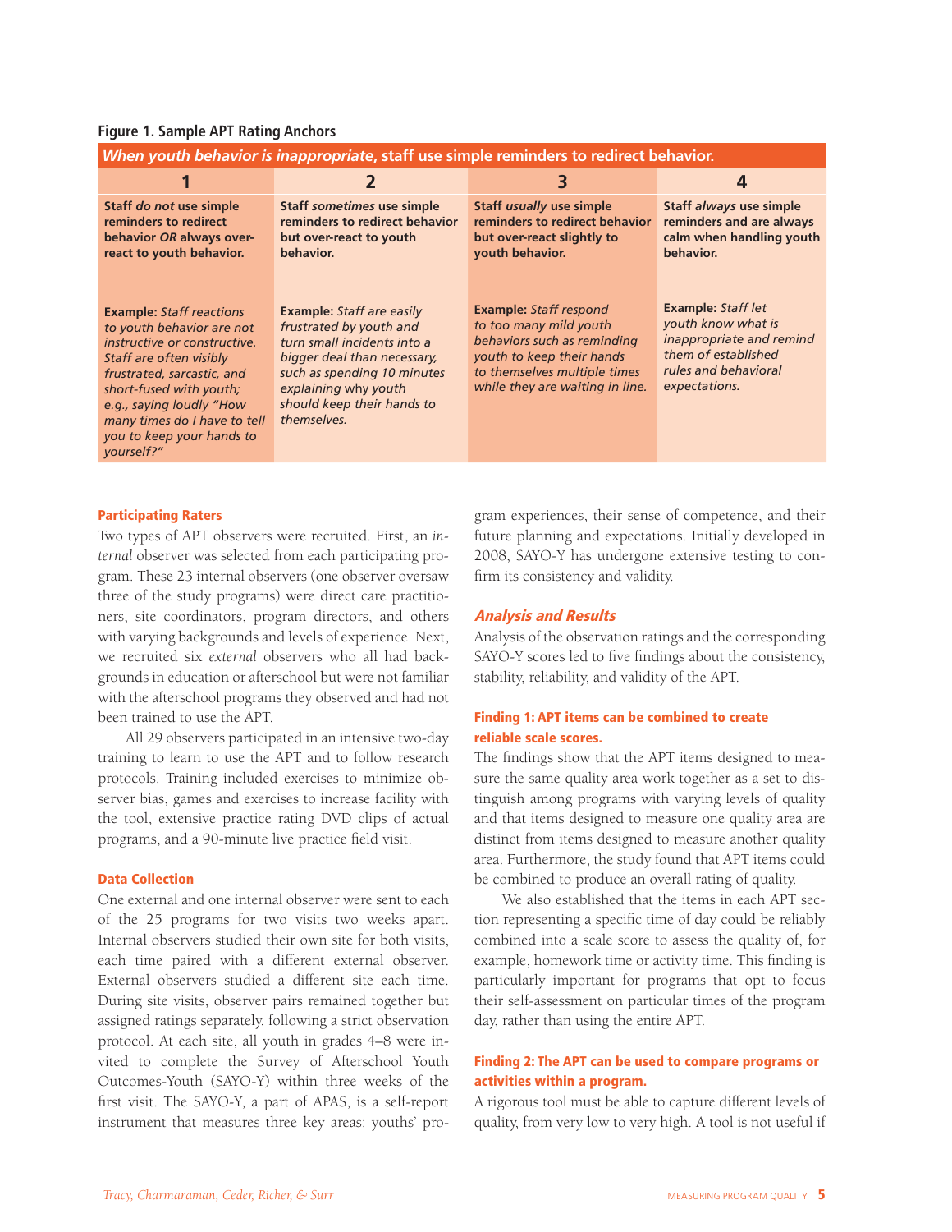**Figure 1. Sample APT Rating Anchors**

| *When youth behavior is inappropriate*, staff use simple reminders to redirect behavior. | | | |
|---|---|---|---|
| **1** | **2** | **3** | **4** |
| **Staff *do not* use simple reminders to redirect behavior *OR* always over-react to youth behavior.** | **Staff *sometimes* use simple reminders to redirect behavior but over-react to youth behavior.** | **Staff *usually* use simple reminders to redirect behavior but over-react slightly to youth behavior.** | **Staff *always* use simple reminders and are always calm when handling youth behavior.** |
| **Example:** *Staff reactions to youth behavior are not instructive or constructive. Staff are often visibly frustrated, sarcastic, and short-fused with youth; e.g., saying loudly "How many times do I have to tell you to keep your hands to yourself?"* | **Example:** *Staff are easily frustrated by youth and turn small incidents into a bigger deal than necessary, such as spending 10 minutes explaining why youth should keep their hands to themselves.* | **Example:** *Staff respond to too many mild youth behaviors such as reminding youth to keep their hands to themselves multiple times while they are waiting in line.* | **Example:** *Staff let youth know what is inappropriate and remind them of established rules and behavioral expectations.* |

### Participating Raters

Two types of APT observers were recruited. First, an *internal* observer was selected from each participating program. These 23 internal observers (one observer oversaw three of the study programs) were direct care practitioners, site coordinators, program directors, and others with varying backgrounds and levels of experience. Next, we recruited six *external* observers who all had backgrounds in education or afterschool but were not familiar with the afterschool programs they observed and had not been trained to use the APT.

All 29 observers participated in an intensive two-day training to learn to use the APT and to follow research protocols. Training included exercises to minimize observer bias, games and exercises to increase facility with the tool, extensive practice rating DVD clips of actual programs, and a 90-minute live practice field visit.

### Data Collection

One external and one internal observer were sent to each of the 25 programs for two visits two weeks apart. Internal observers studied their own site for both visits, each time paired with a different external observer. External observers studied a different site each time. During site visits, observer pairs remained together but assigned ratings separately, following a strict observation protocol. At each site, all youth in grades 4–8 were invited to complete the Survey of Afterschool Youth Outcomes-Youth (SAYO-Y) within three weeks of the first visit. The SAYO-Y, a part of APAS, is a self-report instrument that measures three key areas: youths' program experiences, their sense of competence, and their future planning and expectations. Initially developed in 2008, SAYO-Y has undergone extensive testing to confirm its consistency and validity.

## *Analysis and Results*

Analysis of the observation ratings and the corresponding SAYO-Y scores led to five findings about the consistency, stability, reliability, and validity of the APT.

### Finding 1: APT items can be combined to create reliable scale scores.

The findings show that the APT items designed to measure the same quality area work together as a set to distinguish among programs with varying levels of quality and that items designed to measure one quality area are distinct from items designed to measure another quality area. Furthermore, the study found that APT items could be combined to produce an overall rating of quality.

We also established that the items in each APT section representing a specific time of day could be reliably combined into a scale score to assess the quality of, for example, homework time or activity time. This finding is particularly important for programs that opt to focus their self-assessment on particular times of the program day, rather than using the entire APT.

### Finding 2: The APT can be used to compare programs or activities within a program.

A rigorous tool must be able to capture different levels of quality, from very low to very high. A tool is not useful if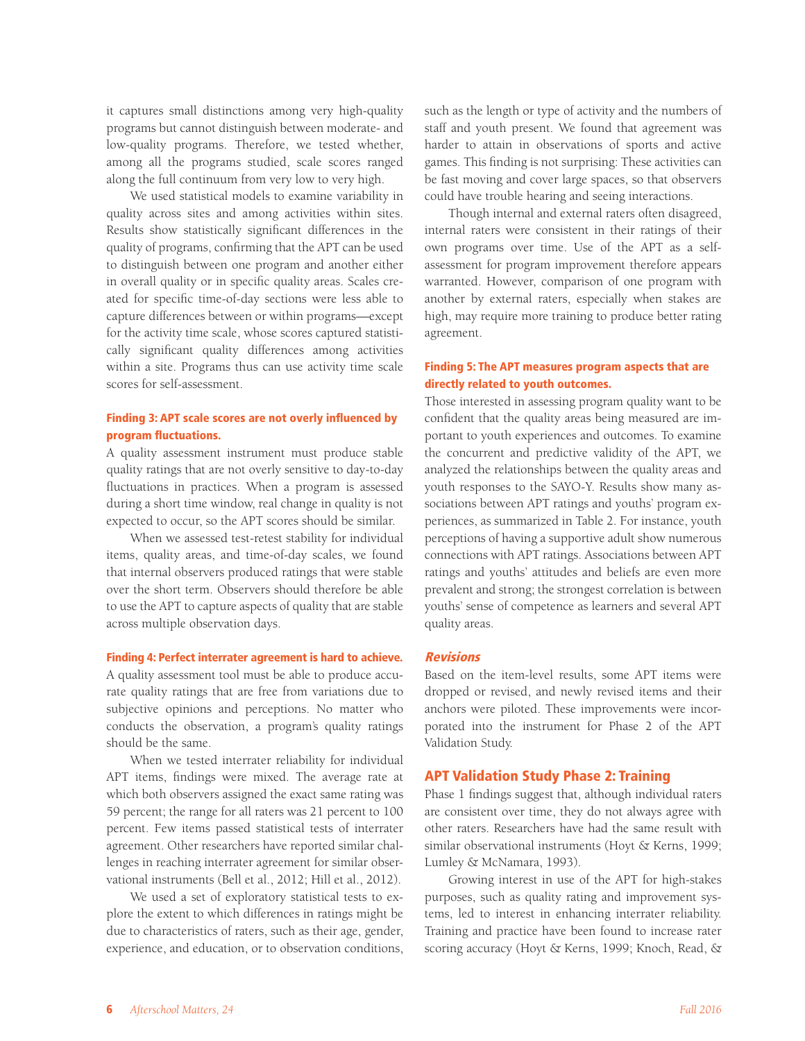it captures small distinctions among very high-quality programs but cannot distinguish between moderate- and low-quality programs. Therefore, we tested whether, among all the programs studied, scale scores ranged along the full continuum from very low to very high.

We used statistical models to examine variability in quality across sites and among activities within sites. Results show statistically significant differences in the quality of programs, confirming that the APT can be used to distinguish between one program and another either in overall quality or in specific quality areas. Scales created for specific time-of-day sections were less able to capture differences between or within programs—except for the activity time scale, whose scores captured statistically significant quality differences among activities within a site. Programs thus can use activity time scale scores for self-assessment.

### Finding 3: APT scale scores are not overly influenced by program fluctuations.

A quality assessment instrument must produce stable quality ratings that are not overly sensitive to day-to-day fluctuations in practices. When a program is assessed during a short time window, real change in quality is not expected to occur, so the APT scores should be similar.

When we assessed test-retest stability for individual items, quality areas, and time-of-day scales, we found that internal observers produced ratings that were stable over the short term. Observers should therefore be able to use the APT to capture aspects of quality that are stable across multiple observation days.

### Finding 4: Perfect interrater agreement is hard to achieve.

A quality assessment tool must be able to produce accurate quality ratings that are free from variations due to subjective opinions and perceptions. No matter who conducts the observation, a program's quality ratings should be the same.

When we tested interrater reliability for individual APT items, findings were mixed. The average rate at which both observers assigned the exact same rating was 59 percent; the range for all raters was 21 percent to 100 percent. Few items passed statistical tests of interrater agreement. Other researchers have reported similar challenges in reaching interrater agreement for similar observational instruments (Bell et al., 2012; Hill et al., 2012).

We used a set of exploratory statistical tests to explore the extent to which differences in ratings might be due to characteristics of raters, such as their age, gender, experience, and education, or to observation conditions, such as the length or type of activity and the numbers of staff and youth present. We found that agreement was harder to attain in observations of sports and active games. This finding is not surprising: These activities can be fast moving and cover large spaces, so that observers could have trouble hearing and seeing interactions.

Though internal and external raters often disagreed, internal raters were consistent in their ratings of their own programs over time. Use of the APT as a self-assessment for program improvement therefore appears warranted. However, comparison of one program with another by external raters, especially when stakes are high, may require more training to produce better rating agreement.

### Finding 5: The APT measures program aspects that are directly related to youth outcomes.

Those interested in assessing program quality want to be confident that the quality areas being measured are important to youth experiences and outcomes. To examine the concurrent and predictive validity of the APT, we analyzed the relationships between the quality areas and youth responses to the SAYO-Y. Results show many associations between APT ratings and youths' program experiences, as summarized in Table 2. For instance, youth perceptions of having a supportive adult show numerous connections with APT ratings. Associations between APT ratings and youths' attitudes and beliefs are even more prevalent and strong; the strongest correlation is between youths' sense of competence as learners and several APT quality areas.

### *Revisions*

Based on the item-level results, some APT items were dropped or revised, and newly revised items and their anchors were piloted. These improvements were incorporated into the instrument for Phase 2 of the APT Validation Study.

## APT Validation Study Phase 2: Training

Phase 1 findings suggest that, although individual raters are consistent over time, they do not always agree with other raters. Researchers have had the same result with similar observational instruments (Hoyt & Kerns, 1999; Lumley & McNamara, 1993).

Growing interest in use of the APT for high-stakes purposes, such as quality rating and improvement systems, led to interest in enhancing interrater reliability. Training and practice have been found to increase rater scoring accuracy (Hoyt & Kerns, 1999; Knoch, Read, &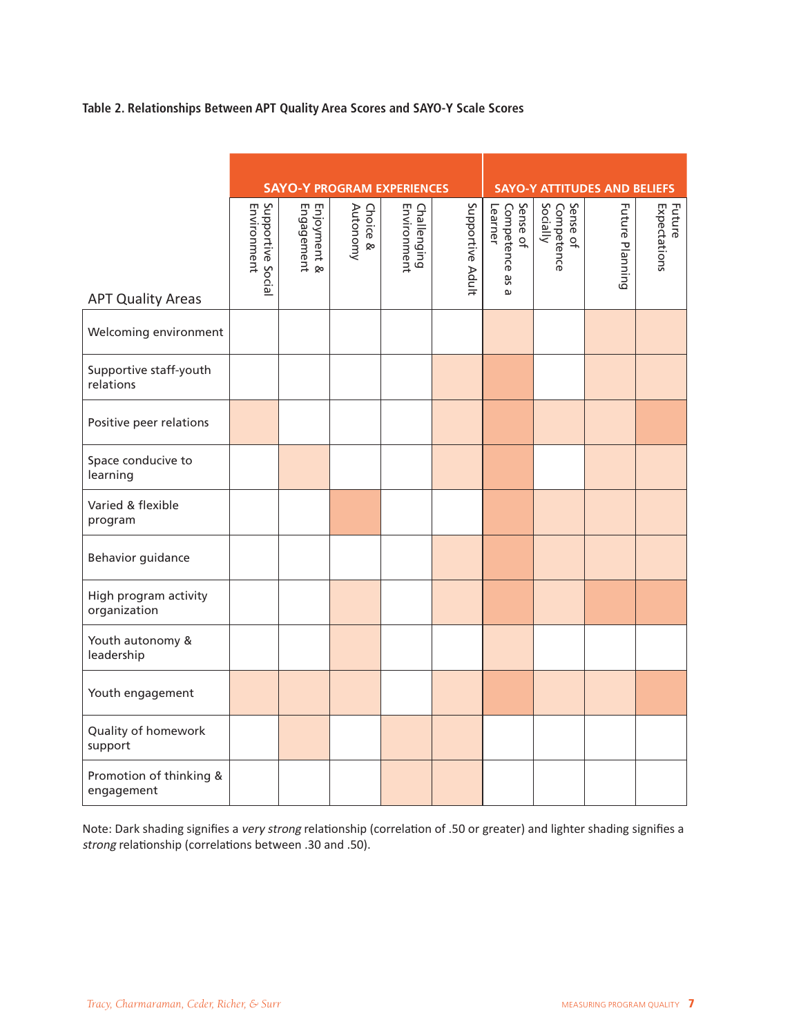**Table 2. Relationships Between APT Quality Area Scores and SAYO-Y Scale Scores**

| APT Quality Areas | SAYO-Y PROGRAM EXPERIENCES | | | | | SAYO-Y ATTITUDES AND BELIEFS | | | |
|---|---|---|---|---|---|---|---|---|---|
| | Supportive Social Environment | Enjoyment & Engagement | Choice & Autonomy | Challenging Environment | Supportive Adult | Sense of Competence as a Learner | Sense of Competence Socially | Future Planning | Future Expectations |
| Welcoming environment | | | | | | Strong | | Strong | Strong |
| Supportive staff-youth relations | | | | | Strong | Very strong | | Strong | Strong |
| Positive peer relations | Strong | | | | Strong | Very strong | Strong | Strong | Very strong |
| Space conducive to learning | | Strong | | | Strong | Very strong | | Strong | Strong |
| Varied & flexible program | | | Very strong | | | Very strong | Strong | Strong | Strong |
| Behavior guidance | | | | | Strong | Very strong | Strong | Strong | Strong |
| High program activity organization | | | Strong | | Strong | Very strong | Strong | Very strong | Very strong |
| Youth autonomy & leadership | | | Strong | | | Strong | | | |
| Youth engagement | Strong | Strong | Strong | | Strong | Very strong | Strong | Strong | Very strong |
| Quality of homework support | | Strong | | Strong | Strong | | | | |
| Promotion of thinking & engagement | | | | Strong | Strong | | | | |

Note: Dark shading signifies a *very strong* relationship (correlation of .50 or greater) and lighter shading signifies a *strong* relationship (correlations between .30 and .50).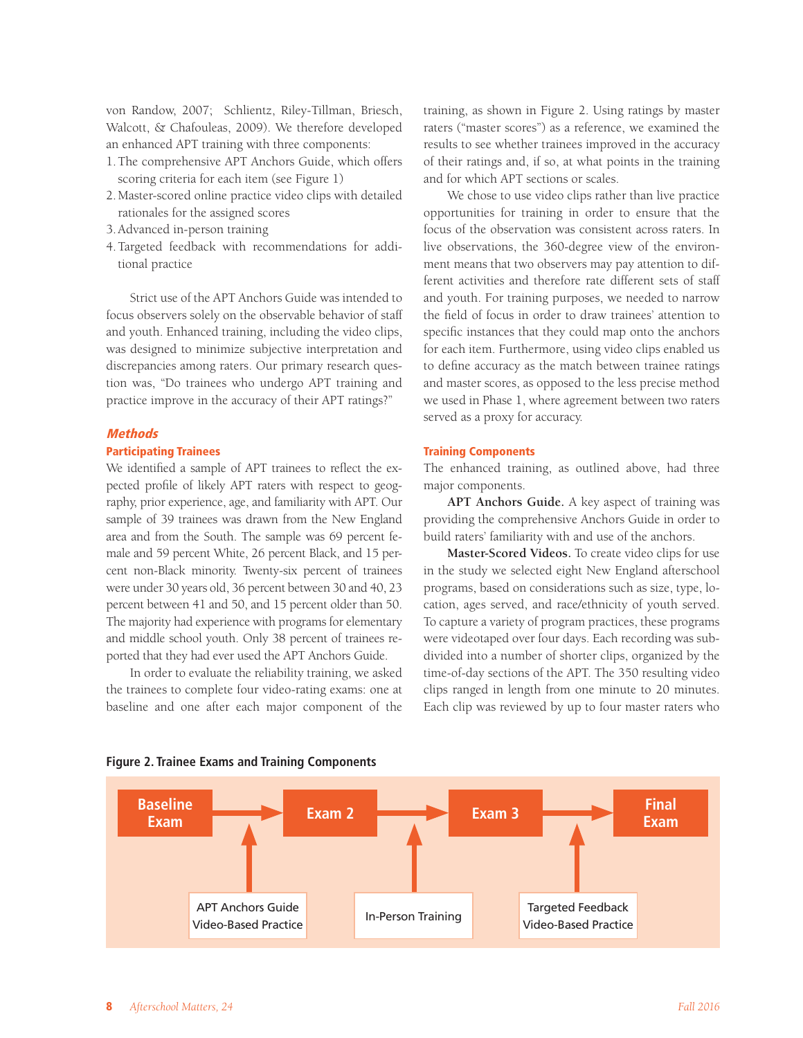von Randow, 2007; Schlientz, Riley-Tillman, Briesch, Walcott, & Chafouleas, 2009). We therefore developed an enhanced APT training with three components:

1. The comprehensive APT Anchors Guide, which offers scoring criteria for each item (see Figure 1)
2. Master-scored online practice video clips with detailed rationales for the assigned scores
3. Advanced in-person training
4. Targeted feedback with recommendations for additional practice

Strict use of the APT Anchors Guide was intended to focus observers solely on the observable behavior of staff and youth. Enhanced training, including the video clips, was designed to minimize subjective interpretation and discrepancies among raters. Our primary research question was, "Do trainees who undergo APT training and practice improve in the accuracy of their APT ratings?"

## *Methods*

### Participating Trainees

We identified a sample of APT trainees to reflect the expected profile of likely APT raters with respect to geography, prior experience, age, and familiarity with APT. Our sample of 39 trainees was drawn from the New England area and from the South. The sample was 69 percent female and 59 percent White, 26 percent Black, and 15 percent non-Black minority. Twenty-six percent of trainees were under 30 years old, 36 percent between 30 and 40, 23 percent between 41 and 50, and 15 percent older than 50. The majority had experience with programs for elementary and middle school youth. Only 38 percent of trainees reported that they had ever used the APT Anchors Guide.

In order to evaluate the reliability training, we asked the trainees to complete four video-rating exams: one at baseline and one after each major component of the training, as shown in Figure 2. Using ratings by master raters ("master scores") as a reference, we examined the results to see whether trainees improved in the accuracy of their ratings and, if so, at what points in the training and for which APT sections or scales.

We chose to use video clips rather than live practice opportunities for training in order to ensure that the focus of the observation was consistent across raters. In live observations, the 360-degree view of the environment means that two observers may pay attention to different activities and therefore rate different sets of staff and youth. For training purposes, we needed to narrow the field of focus in order to draw trainees' attention to specific instances that they could map onto the anchors for each item. Furthermore, using video clips enabled us to define accuracy as the match between trainee ratings and master scores, as opposed to the less precise method we used in Phase 1, where agreement between two raters served as a proxy for accuracy.

### Training Components

The enhanced training, as outlined above, had three major components.

**APT Anchors Guide.** A key aspect of training was providing the comprehensive Anchors Guide in order to build raters' familiarity with and use of the anchors.

**Master-Scored Videos.** To create video clips for use in the study we selected eight New England afterschool programs, based on considerations such as size, type, location, ages served, and race/ethnicity of youth served. To capture a variety of program practices, these programs were videotaped over four days. Each recording was subdivided into a number of shorter clips, organized by the time-of-day sections of the APT. The 350 resulting video clips ranged in length from one minute to 20 minutes. Each clip was reviewed by up to four master raters who

**Figure 2. Trainee Exams and Training Components**

Baseline Exam → Exam 2 → Exam 3 → Final Exam

- Baseline Exam → Exam 2: APT Anchors Guide, Video-Based Practice
- Exam 2 → Exam 3: In-Person Training
- Exam 3 → Final Exam: Targeted Feedback, Video-Based Practice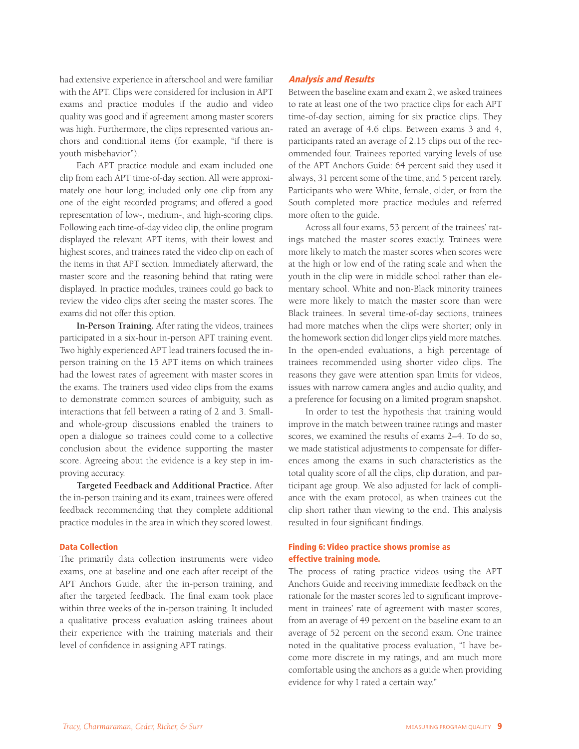had extensive experience in afterschool and were familiar with the APT. Clips were considered for inclusion in APT exams and practice modules if the audio and video quality was good and if agreement among master scorers was high. Furthermore, the clips represented various anchors and conditional items (for example, "if there is youth misbehavior").

Each APT practice module and exam included one clip from each APT time-of-day section. All were approximately one hour long; included only one clip from any one of the eight recorded programs; and offered a good representation of low-, medium-, and high-scoring clips. Following each time-of-day video clip, the online program displayed the relevant APT items, with their lowest and highest scores, and trainees rated the video clip on each of the items in that APT section. Immediately afterward, the master score and the reasoning behind that rating were displayed. In practice modules, trainees could go back to review the video clips after seeing the master scores. The exams did not offer this option.

**In-Person Training.** After rating the videos, trainees participated in a six-hour in-person APT training event. Two highly experienced APT lead trainers focused the in-person training on the 15 APT items on which trainees had the lowest rates of agreement with master scores in the exams. The trainers used video clips from the exams to demonstrate common sources of ambiguity, such as interactions that fell between a rating of 2 and 3. Small- and whole-group discussions enabled the trainers to open a dialogue so trainees could come to a collective conclusion about the evidence supporting the master score. Agreeing about the evidence is a key step in improving accuracy.

**Targeted Feedback and Additional Practice.** After the in-person training and its exam, trainees were offered feedback recommending that they complete additional practice modules in the area in which they scored lowest.

### Data Collection

The primarily data collection instruments were video exams, one at baseline and one each after receipt of the APT Anchors Guide, after the in-person training, and after the targeted feedback. The final exam took place within three weeks of the in-person training. It included a qualitative process evaluation asking trainees about their experience with the training materials and their level of confidence in assigning APT ratings.

## *Analysis and Results*

Between the baseline exam and exam 2, we asked trainees to rate at least one of the two practice clips for each APT time-of-day section, aiming for six practice clips. They rated an average of 4.6 clips. Between exams 3 and 4, participants rated an average of 2.15 clips out of the recommended four. Trainees reported varying levels of use of the APT Anchors Guide: 64 percent said they used it always, 31 percent some of the time, and 5 percent rarely. Participants who were White, female, older, or from the South completed more practice modules and referred more often to the guide.

Across all four exams, 53 percent of the trainees' ratings matched the master scores exactly. Trainees were more likely to match the master scores when scores were at the high or low end of the rating scale and when the youth in the clip were in middle school rather than elementary school. White and non-Black minority trainees were more likely to match the master score than were Black trainees. In several time-of-day sections, trainees had more matches when the clips were shorter; only in the homework section did longer clips yield more matches. In the open-ended evaluations, a high percentage of trainees recommended using shorter video clips. The reasons they gave were attention span limits for videos, issues with narrow camera angles and audio quality, and a preference for focusing on a limited program snapshot.

In order to test the hypothesis that training would improve in the match between trainee ratings and master scores, we examined the results of exams 2–4. To do so, we made statistical adjustments to compensate for differences among the exams in such characteristics as the total quality score of all the clips, clip duration, and participant age group. We also adjusted for lack of compliance with the exam protocol, as when trainees cut the clip short rather than viewing to the end. This analysis resulted in four significant findings.

### Finding 6: Video practice shows promise as effective training mode.

The process of rating practice videos using the APT Anchors Guide and receiving immediate feedback on the rationale for the master scores led to significant improvement in trainees' rate of agreement with master scores, from an average of 49 percent on the baseline exam to an average of 52 percent on the second exam. One trainee noted in the qualitative process evaluation, "I have become more discrete in my ratings, and am much more comfortable using the anchors as a guide when providing evidence for why I rated a certain way."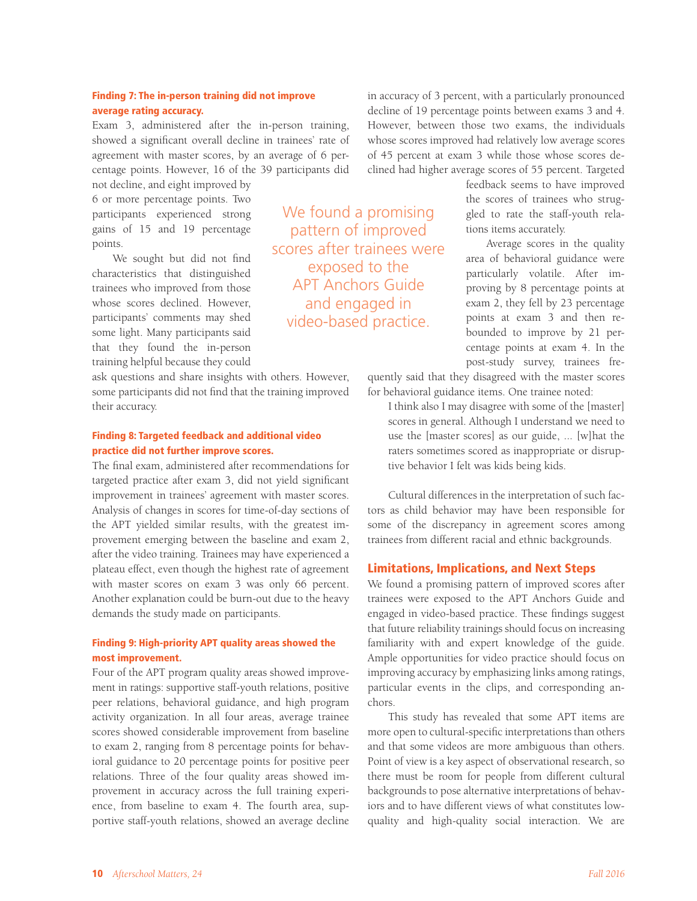### Finding 7: The in-person training did not improve average rating accuracy.

Exam 3, administered after the in-person training, showed a significant overall decline in trainees' rate of agreement with master scores, by an average of 6 percentage points. However, 16 of the 39 participants did not decline, and eight improved by 6 or more percentage points. Two participants experienced strong gains of 15 and 19 percentage points.

We sought but did not find characteristics that distinguished trainees who improved from those whose scores declined. However, participants' comments may shed some light. Many participants said that they found the in-person training helpful because they could ask questions and share insights with others. However, some participants did not find that the training improved their accuracy.

### Finding 8: Targeted feedback and additional video practice did not further improve scores.

The final exam, administered after recommendations for targeted practice after exam 3, did not yield significant improvement in trainees' agreement with master scores. Analysis of changes in scores for time-of-day sections of the APT yielded similar results, with the greatest improvement emerging between the baseline and exam 2, after the video training. Trainees may have experienced a plateau effect, even though the highest rate of agreement with master scores on exam 3 was only 66 percent. Another explanation could be burn-out due to the heavy demands the study made on participants.

### Finding 9: High-priority APT quality areas showed the most improvement.

Four of the APT program quality areas showed improvement in ratings: supportive staff-youth relations, positive peer relations, behavioral guidance, and high program activity organization. In all four areas, average trainee scores showed considerable improvement from baseline to exam 2, ranging from 8 percentage points for behavioral guidance to 20 percentage points for positive peer relations. Three of the four quality areas showed improvement in accuracy across the full training experience, from baseline to exam 4. The fourth area, supportive staff-youth relations, showed an average decline in accuracy of 3 percent, with a particularly pronounced decline of 19 percentage points between exams 3 and 4. However, between those two exams, the individuals whose scores improved had relatively low average scores of 45 percent at exam 3 while those whose scores declined had higher average scores of 55 percent. Targeted feedback seems to have improved the scores of trainees who struggled to rate the staff-youth relations items accurately.

> We found a promising pattern of improved scores after trainees were exposed to the APT Anchors Guide and engaged in video-based practice.

Average scores in the quality area of behavioral guidance were particularly volatile. After improving by 8 percentage points at exam 2, they fell by 23 percentage points at exam 3 and then rebounded to improve by 21 percentage points at exam 4. In the post-study survey, trainees frequently said that they disagreed with the master scores for behavioral guidance items. One trainee noted:

> I think also I may disagree with some of the [master] scores in general. Although I understand we need to use the [master scores] as our guide, ... [w]hat the raters sometimes scored as inappropriate or disruptive behavior I felt was kids being kids.

Cultural differences in the interpretation of such factors as child behavior may have been responsible for some of the discrepancy in agreement scores among trainees from different racial and ethnic backgrounds.

## Limitations, Implications, and Next Steps

We found a promising pattern of improved scores after trainees were exposed to the APT Anchors Guide and engaged in video-based practice. These findings suggest that future reliability trainings should focus on increasing familiarity with and expert knowledge of the guide. Ample opportunities for video practice should focus on improving accuracy by emphasizing links among ratings, particular events in the clips, and corresponding anchors.

This study has revealed that some APT items are more open to cultural-specific interpretations than others and that some videos are more ambiguous than others. Point of view is a key aspect of observational research, so there must be room for people from different cultural backgrounds to pose alternative interpretations of behaviors and to have different views of what constitutes low-quality and high-quality social interaction. We are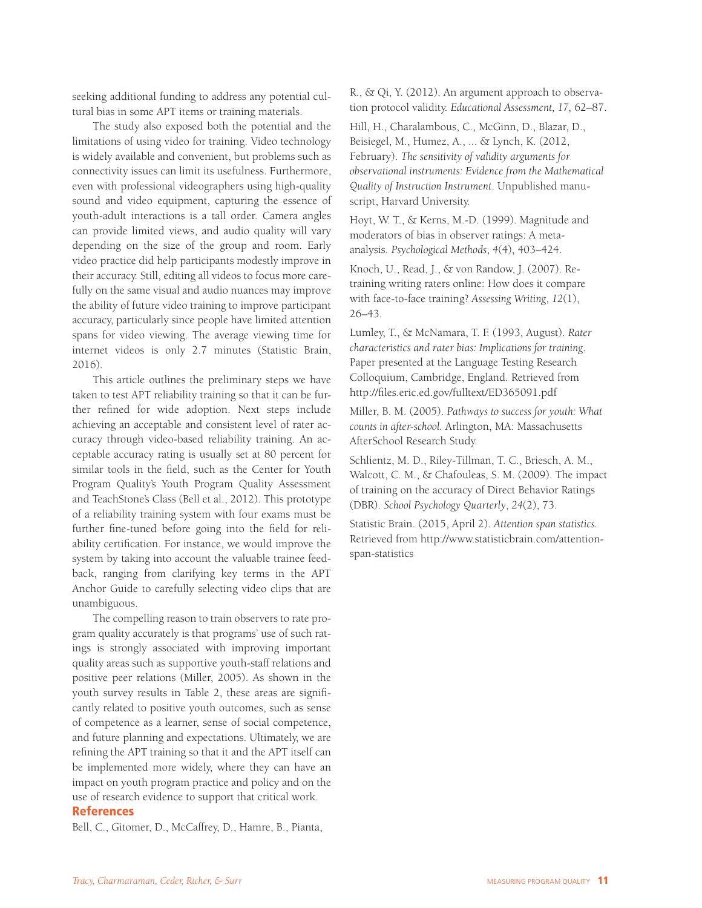seeking additional funding to address any potential cultural bias in some APT items or training materials.

The study also exposed both the potential and the limitations of using video for training. Video technology is widely available and convenient, but problems such as connectivity issues can limit its usefulness. Furthermore, even with professional videographers using high-quality sound and video equipment, capturing the essence of youth-adult interactions is a tall order. Camera angles can provide limited views, and audio quality will vary depending on the size of the group and room. Early video practice did help participants modestly improve in their accuracy. Still, editing all videos to focus more carefully on the same visual and audio nuances may improve the ability of future video training to improve participant accuracy, particularly since people have limited attention spans for video viewing. The average viewing time for internet videos is only 2.7 minutes (Statistic Brain, 2016).

This article outlines the preliminary steps we have taken to test APT reliability training so that it can be further refined for wide adoption. Next steps include achieving an acceptable and consistent level of rater accuracy through video-based reliability training. An acceptable accuracy rating is usually set at 80 percent for similar tools in the field, such as the Center for Youth Program Quality's Youth Program Quality Assessment and TeachStone's Class (Bell et al., 2012). This prototype of a reliability training system with four exams must be further fine-tuned before going into the field for reliability certification. For instance, we would improve the system by taking into account the valuable trainee feedback, ranging from clarifying key terms in the APT Anchor Guide to carefully selecting video clips that are unambiguous.

The compelling reason to train observers to rate program quality accurately is that programs' use of such ratings is strongly associated with improving important quality areas such as supportive youth-staff relations and positive peer relations (Miller, 2005). As shown in the youth survey results in Table 2, these areas are significantly related to positive youth outcomes, such as sense of competence as a learner, sense of social competence, and future planning and expectations. Ultimately, we are refining the APT training so that it and the APT itself can be implemented more widely, where they can have an impact on youth program practice and policy and on the use of research evidence to support that critical work.

## References

Bell, C., Gitomer, D., McCaffrey, D., Hamre, B., Pianta, R., & Qi, Y. (2012). An argument approach to observation protocol validity. *Educational Assessment, 17,* 62–87.

Hill, H., Charalambous, C., McGinn, D., Blazar, D., Beisiegel, M., Humez, A., ... & Lynch, K. (2012, February). *The sensitivity of validity arguments for observational instruments: Evidence from the Mathematical Quality of Instruction Instrument*. Unpublished manuscript, Harvard University.

Hoyt, W. T., & Kerns, M.-D. (1999). Magnitude and moderators of bias in observer ratings: A meta-analysis. *Psychological Methods*, *4*(4), 403–424.

Knoch, U., Read, J., & von Randow, J. (2007). Retraining writing raters online: How does it compare with face-to-face training? *Assessing Writing*, *12*(1), 26–43.

Lumley, T., & McNamara, T. F. (1993, August). *Rater characteristics and rater bias: Implications for training*. Paper presented at the Language Testing Research Colloquium, Cambridge, England. Retrieved from http://files.eric.ed.gov/fulltext/ED365091.pdf

Miller, B. M. (2005). *Pathways to success for youth: What counts in after-school*. Arlington, MA: Massachusetts AfterSchool Research Study.

Schlientz, M. D., Riley-Tillman, T. C., Briesch, A. M., Walcott, C. M., & Chafouleas, S. M. (2009). The impact of training on the accuracy of Direct Behavior Ratings (DBR). *School Psychology Quarterly*, *24*(2), 73.

Statistic Brain. (2015, April 2). *Attention span statistics*. Retrieved from http://www.statisticbrain.com/attention-span-statistics